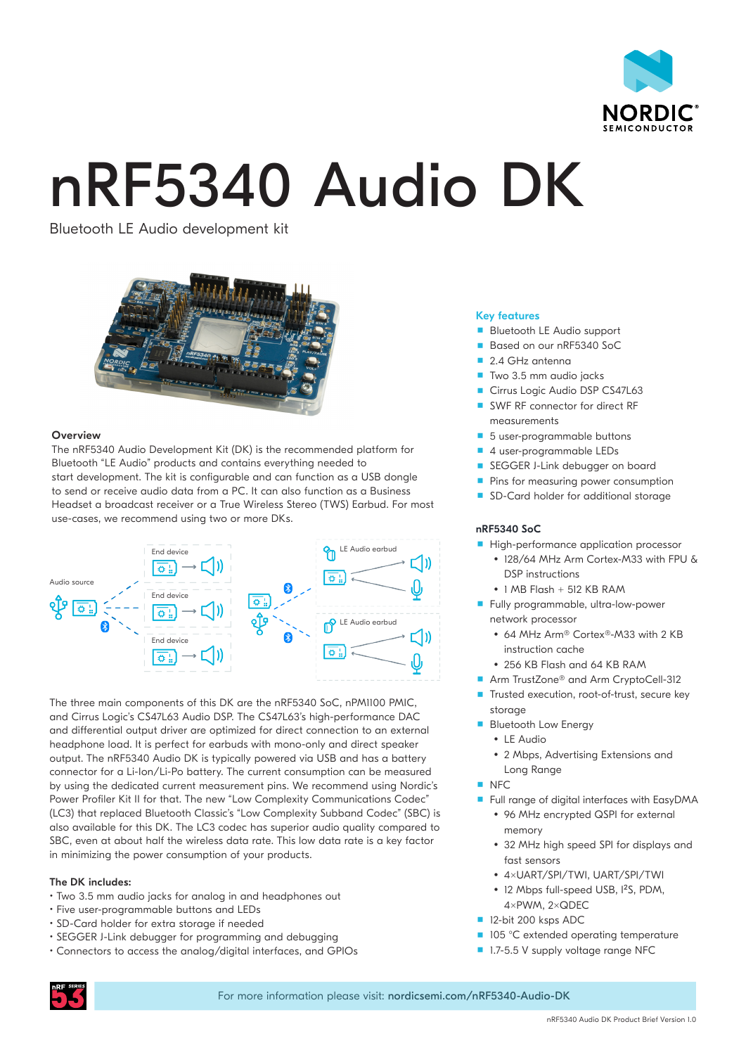# nRF5340 Audio DK

Bluetooth LE Audio development kit

## Overview

The nRF5340 Audio Development Kit (DK) is the recommended platform for Bluetooth "LE Audio" products and contains everything needed to start development. The kit is configurable and can function as a USB dongle to send or receive audio data from a PC. It can also function as a Business Headset a broadcast receiver or a True Wireless Stereo (TWS) Earbud. For most use-cases, we recommend using two or more DKs.

The three main components of this DK are the nRF5340 SoC, nPM1100 PMIC, and Cirrus Logic's CS47L63 Audio DSP. The CS47L63's high-performance DAC and differential output driver are optimized for direct connection to an external headphone load. It is perfect for earbuds with mono-only and direct speaker output. The nRF5340 Audio DK is typically powered via USB and has a battery connector for a Li-Ion/Li-Po battery. The current consumption can be measured by using the dedicated current measurement pins. We recommend using Nordic's Power Profiler Kit II for that. The new "Low Complexity Communications Codec" (LC3) that replaced Bluetooth Classic's "Low Complexity Subband Codec" (SBC) is also available for this DK. The LC3 codec has superior audio quality compared to SBC, even at about half the wireless data rate. This low data rate is a key factor in minimizing the power consumption of your products.

### The DK includes:

- Two 3.5 mm audio jacks for analog in and headphones out
- Five user-programmable buttons and LEDs
- SD-Card holder for extra storage if needed
- SEGGER J-Link debugger for programming and debugging
- Connectors to access the analog/digital interfaces, and GPIOs

### Key features

- Bluetooth LE Audio support
- Based on our nRF5340 SoC
- 2.4 GHz antenna
- Two 3.5 mm audio jacks
- Cirrus Logic Audio DSP CS47L63
- SWF RF connector for direct RF measurements
- 5 user-programmable buttons
- 4 user-programmable LEDs
- SEGGER J-Link debugger on board
- Pins for measuring power consumption
- SD-Card holder for additional storage

### nRF5340 SoC

- High-performance application processor
  - 128/64 MHz Arm Cortex-M33 with FPU & DSP instructions
  - 1 MB Flash + 512 KB RAM
- Fully programmable, ultra-low-power network processor
  - 64 MHz Arm® Cortex®-M33 with 2 KB instruction cache
  - 256 KB Flash and 64 KB RAM
- Arm TrustZone® and Arm CryptoCell-312
- Trusted execution, root-of-trust, secure key storage
- Bluetooth Low Energy
  - LE Audio
  - 2 Mbps, Advertising Extensions and Long Range
- NFC
- Full range of digital interfaces with EasyDMA
  - 96 MHz encrypted QSPI for external memory
  - 32 MHz high speed SPI for displays and fast sensors
  - 4×UART/SPI/TWI, UART/SPI/TWI
  - 12 Mbps full-speed USB, I²S, PDM, 4×PWM, 2×QDEC
- 12-bit 200 ksps ADC
- 105 °C extended operating temperature
- 1.7-5.5 V supply voltage range NFC

For more information please visit: **nordicsemi.com/nRF5340-Audio-DK**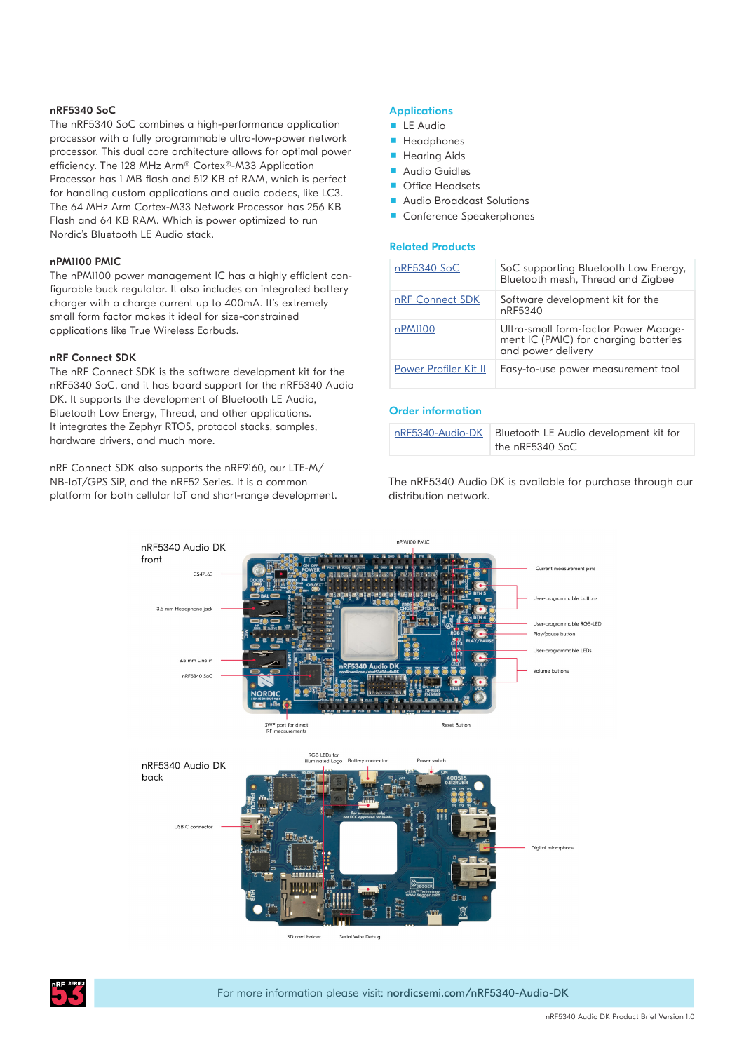### nRF5340 SoC

The nRF5340 SoC combines a high-performance application processor with a fully programmable ultra-low-power network processor. This dual core architecture allows for optimal power efficiency. The 128 MHz Arm® Cortex®-M33 Application Processor has 1 MB flash and 512 KB of RAM, which is perfect for handling custom applications and audio codecs, like LC3. The 64 MHz Arm Cortex-M33 Network Processor has 256 KB Flash and 64 KB RAM. Which is power optimized to run Nordic's Bluetooth LE Audio stack.

### nPM1100 PMIC

The nPM1100 power management IC has a highly efficient configurable buck regulator. It also includes an integrated battery charger with a charge current up to 400mA. It's extremely small form factor makes it ideal for size-constrained applications like True Wireless Earbuds.

### nRF Connect SDK

The nRF Connect SDK is the software development kit for the nRF5340 SoC, and it has board support for the nRF5340 Audio DK. It supports the development of Bluetooth LE Audio, Bluetooth Low Energy, Thread, and other applications. It integrates the Zephyr RTOS, protocol stacks, samples, hardware drivers, and much more.

nRF Connect SDK also supports the nRF9160, our LTE-M/NB-IoT/GPS SiP, and the nRF52 Series. It is a common platform for both cellular IoT and short-range development.

## Applications

- LE Audio
- Headphones
- Hearing Aids
- Audio Guidles
- Office Headsets
- Audio Broadcast Solutions
- Conference Speakerphones

## Related Products

| | |
|---|---|
| nRF5340 SoC | SoC supporting Bluetooth Low Energy, Bluetooth mesh, Thread and Zigbee |
| nRF Connect SDK | Software development kit for the nRF5340 |
| nPM1100 | Ultra-small form-factor Power Maagement IC (PMIC) for charging batteries and power delivery |
| Power Profiler Kit II | Easy-to-use power measurement tool |

## Order information

| | |
|---|---|
| nRF5340-Audio-DK | Bluetooth LE Audio development kit for the nRF5340 SoC |

The nRF5340 Audio DK is available for purchase through our distribution network.

nRF5340 Audio DK front

nPM1100 PMIC
CS47L63
3.5 mm Headphone jack
3.5 mm Line in
nRF5340 SoC
SWF port for direct RF measurements
Reset Button
Current measurement pins
User-programmable buttons
User-programmable RGB-LED
Play/pause button
User-programmable LEDs
Volume buttons

nRF5340 Audio DK back

RGB LEDs for illuminated Logo
Battery connector
Power switch
USB C connector
Digital microphone
SD card holder
Serial Wire Debug

For more information please visit: **nordicsemi.com/nRF5340-Audio-DK**